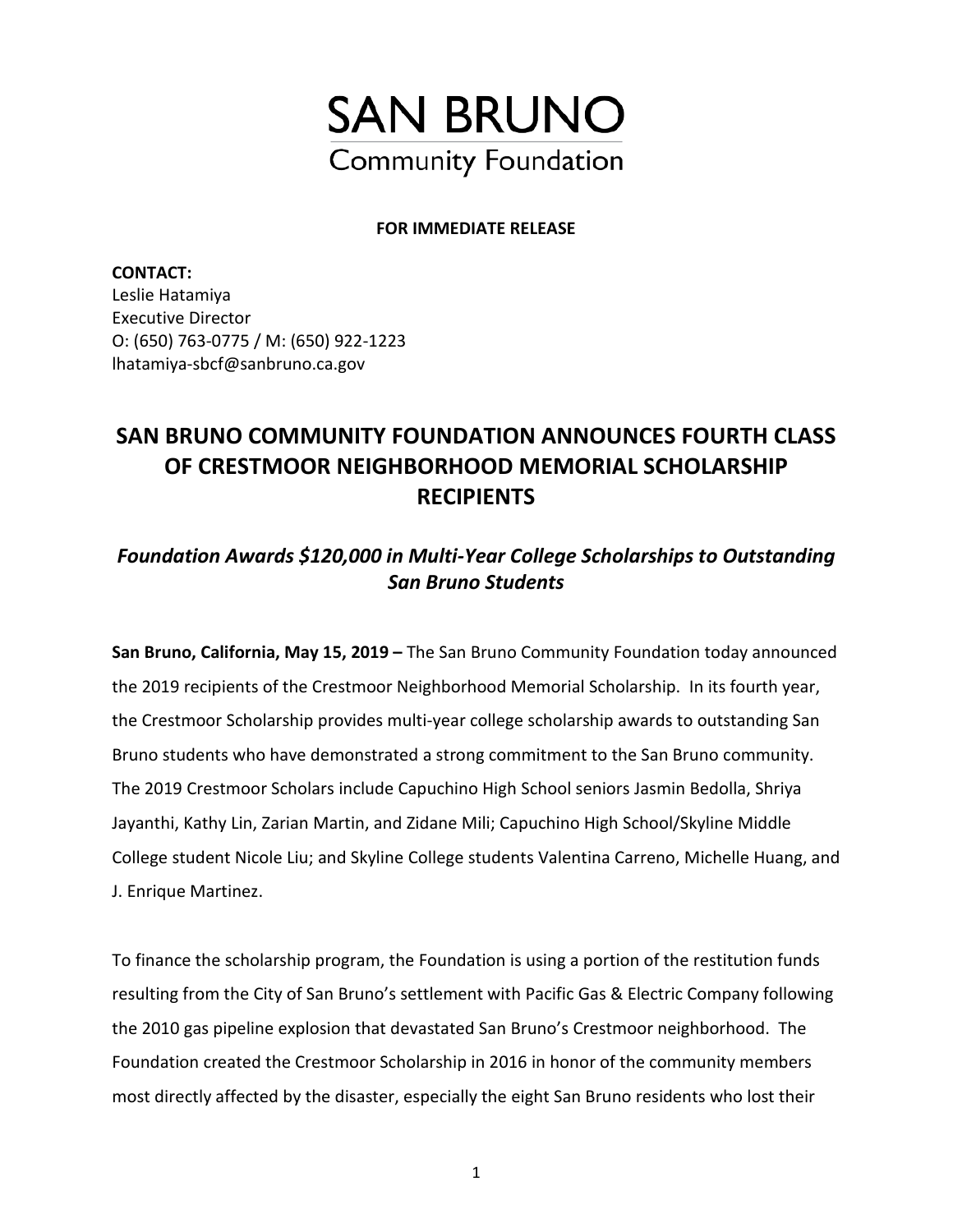# SAN BRUNO
## Community Foundation

**FOR IMMEDIATE RELEASE**

**CONTACT:**
Leslie Hatamiya
Executive Director
O: (650) 763-0775 / M: (650) 922-1223
lhatamiya-sbcf@sanbruno.ca.gov

## SAN BRUNO COMMUNITY FOUNDATION ANNOUNCES FOURTH CLASS OF CRESTMOOR NEIGHBORHOOD MEMORIAL SCHOLARSHIP RECIPIENTS

### *Foundation Awards $120,000 in Multi-Year College Scholarships to Outstanding San Bruno Students*

**San Bruno, California, May 15, 2019 –** The San Bruno Community Foundation today announced the 2019 recipients of the Crestmoor Neighborhood Memorial Scholarship. In its fourth year, the Crestmoor Scholarship provides multi-year college scholarship awards to outstanding San Bruno students who have demonstrated a strong commitment to the San Bruno community. The 2019 Crestmoor Scholars include Capuchino High School seniors Jasmin Bedolla, Shriya Jayanthi, Kathy Lin, Zarian Martin, and Zidane Mili; Capuchino High School/Skyline Middle College student Nicole Liu; and Skyline College students Valentina Carreno, Michelle Huang, and J. Enrique Martinez.

To finance the scholarship program, the Foundation is using a portion of the restitution funds resulting from the City of San Bruno's settlement with Pacific Gas & Electric Company following the 2010 gas pipeline explosion that devastated San Bruno's Crestmoor neighborhood. The Foundation created the Crestmoor Scholarship in 2016 in honor of the community members most directly affected by the disaster, especially the eight San Bruno residents who lost their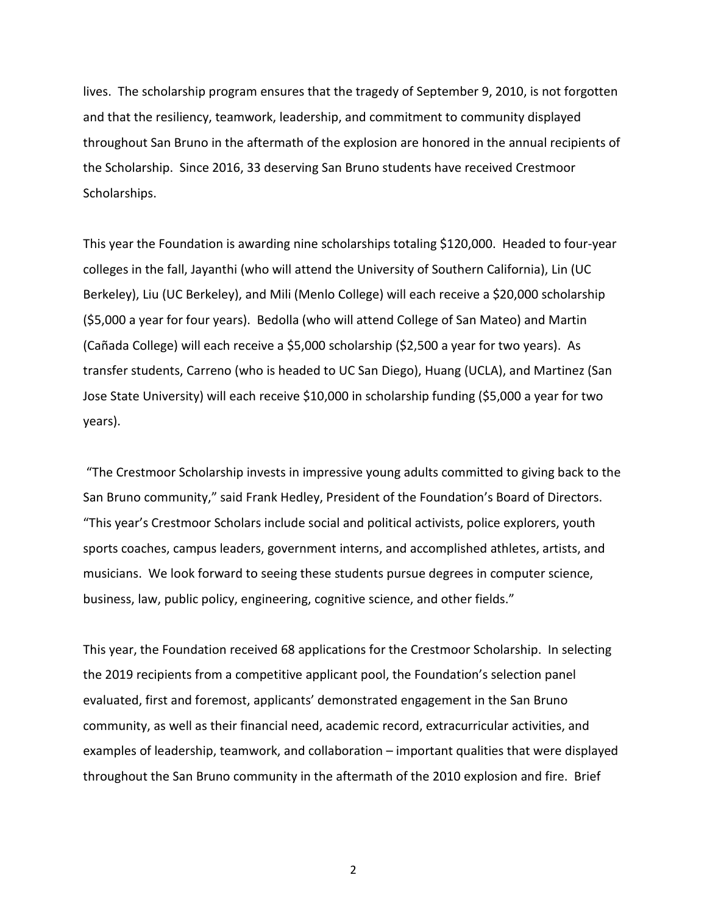lives. The scholarship program ensures that the tragedy of September 9, 2010, is not forgotten and that the resiliency, teamwork, leadership, and commitment to community displayed throughout San Bruno in the aftermath of the explosion are honored in the annual recipients of the Scholarship. Since 2016, 33 deserving San Bruno students have received Crestmoor Scholarships.

This year the Foundation is awarding nine scholarships totaling $120,000. Headed to four-year colleges in the fall, Jayanthi (who will attend the University of Southern California), Lin (UC Berkeley), Liu (UC Berkeley), and Mili (Menlo College) will each receive a $20,000 scholarship ($5,000 a year for four years). Bedolla (who will attend College of San Mateo) and Martin (Cañada College) will each receive a $5,000 scholarship ($2,500 a year for two years). As transfer students, Carreno (who is headed to UC San Diego), Huang (UCLA), and Martinez (San Jose State University) will each receive $10,000 in scholarship funding ($5,000 a year for two years).

"The Crestmoor Scholarship invests in impressive young adults committed to giving back to the San Bruno community," said Frank Hedley, President of the Foundation's Board of Directors. "This year's Crestmoor Scholars include social and political activists, police explorers, youth sports coaches, campus leaders, government interns, and accomplished athletes, artists, and musicians. We look forward to seeing these students pursue degrees in computer science, business, law, public policy, engineering, cognitive science, and other fields."

This year, the Foundation received 68 applications for the Crestmoor Scholarship. In selecting the 2019 recipients from a competitive applicant pool, the Foundation's selection panel evaluated, first and foremost, applicants' demonstrated engagement in the San Bruno community, as well as their financial need, academic record, extracurricular activities, and examples of leadership, teamwork, and collaboration – important qualities that were displayed throughout the San Bruno community in the aftermath of the 2010 explosion and fire. Brief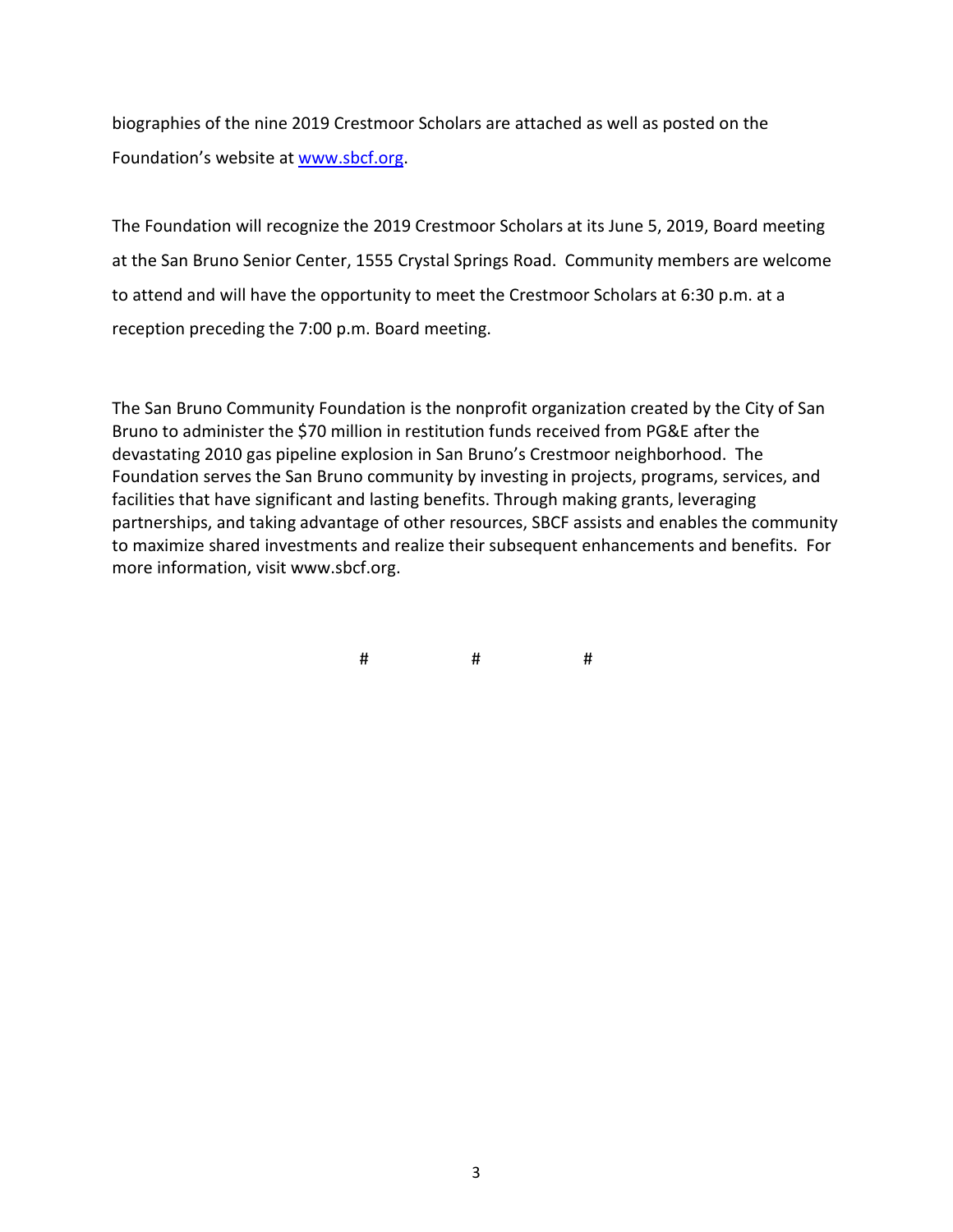biographies of the nine 2019 Crestmoor Scholars are attached as well as posted on the Foundation's website at [www.sbcf.org](http://www.sbcf.org).

The Foundation will recognize the 2019 Crestmoor Scholars at its June 5, 2019, Board meeting at the San Bruno Senior Center, 1555 Crystal Springs Road. Community members are welcome to attend and will have the opportunity to meet the Crestmoor Scholars at 6:30 p.m. at a reception preceding the 7:00 p.m. Board meeting.

The San Bruno Community Foundation is the nonprofit organization created by the City of San Bruno to administer the $70 million in restitution funds received from PG&E after the devastating 2010 gas pipeline explosion in San Bruno's Crestmoor neighborhood. The Foundation serves the San Bruno community by investing in projects, programs, services, and facilities that have significant and lasting benefits. Through making grants, leveraging partnerships, and taking advantage of other resources, SBCF assists and enables the community to maximize shared investments and realize their subsequent enhancements and benefits. For more information, visit www.sbcf.org.

# # #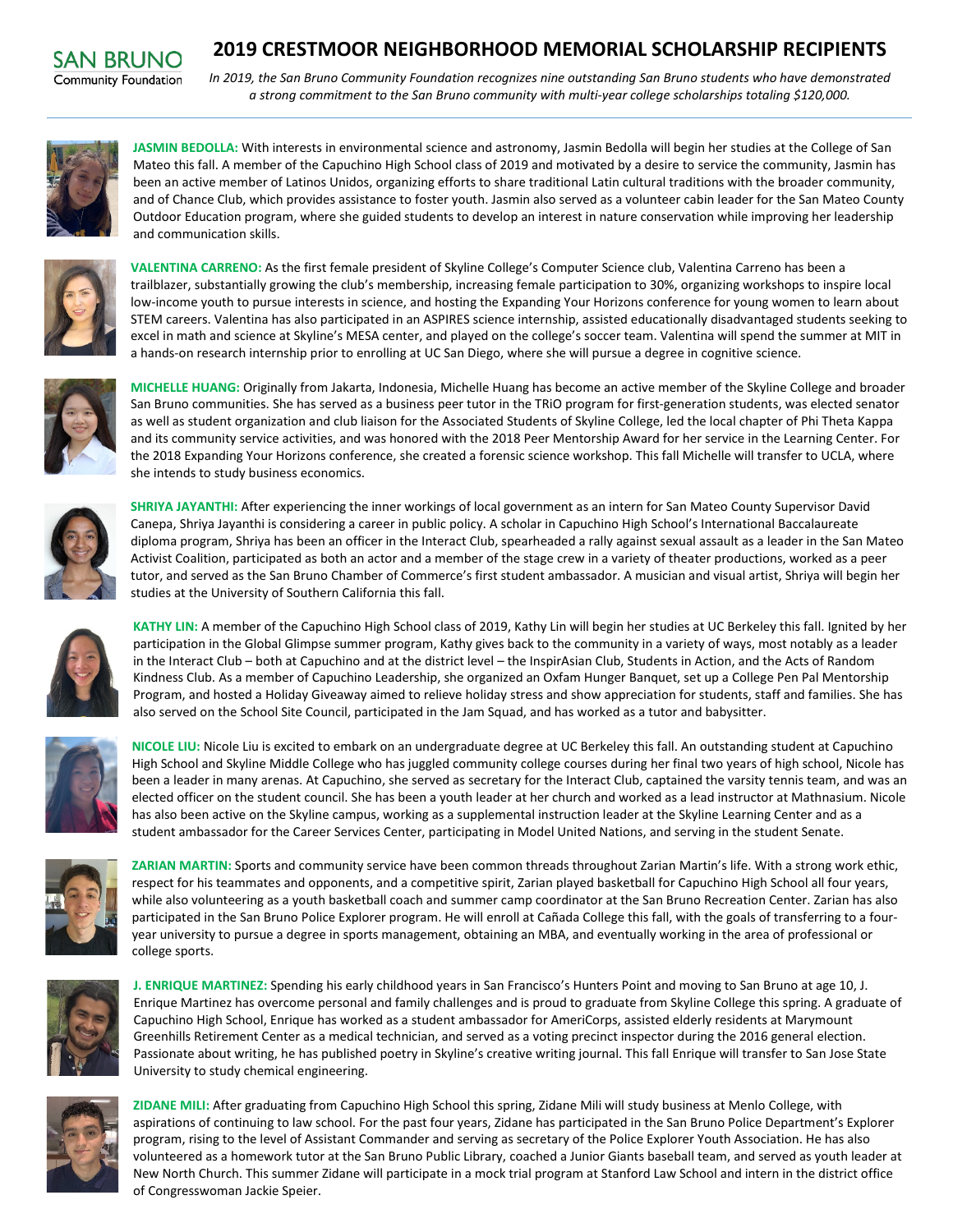SAN BRUNO
Community Foundation

# 2019 CRESTMOOR NEIGHBORHOOD MEMORIAL SCHOLARSHIP RECIPIENTS

*In 2019, the San Bruno Community Foundation recognizes nine outstanding San Bruno students who have demonstrated a strong commitment to the San Bruno community with multi-year college scholarships totaling $120,000.*

---

**JASMIN BEDOLLA:** With interests in environmental science and astronomy, Jasmin Bedolla will begin her studies at the College of San Mateo this fall. A member of the Capuchino High School class of 2019 and motivated by a desire to service the community, Jasmin has been an active member of Latinos Unidos, organizing efforts to share traditional Latin cultural traditions with the broader community, and of Chance Club, which provides assistance to foster youth. Jasmin also served as a volunteer cabin leader for the San Mateo County Outdoor Education program, where she guided students to develop an interest in nature conservation while improving her leadership and communication skills.

**VALENTINA CARRENO:** As the first female president of Skyline College's Computer Science club, Valentina Carreno has been a trailblazer, substantially growing the club's membership, increasing female participation to 30%, organizing workshops to inspire local low-income youth to pursue interests in science, and hosting the Expanding Your Horizons conference for young women to learn about STEM careers. Valentina has also participated in an ASPIRES science internship, assisted educationally disadvantaged students seeking to excel in math and science at Skyline's MESA center, and played on the college's soccer team. Valentina will spend the summer at MIT in a hands-on research internship prior to enrolling at UC San Diego, where she will pursue a degree in cognitive science.

**MICHELLE HUANG:** Originally from Jakarta, Indonesia, Michelle Huang has become an active member of the Skyline College and broader San Bruno communities. She has served as a business peer tutor in the TRiO program for first-generation students, was elected senator as well as student organization and club liaison for the Associated Students of Skyline College, led the local chapter of Phi Theta Kappa and its community service activities, and was honored with the 2018 Peer Mentorship Award for her service in the Learning Center. For the 2018 Expanding Your Horizons conference, she created a forensic science workshop. This fall Michelle will transfer to UCLA, where she intends to study business economics.

**SHRIYA JAYANTHI:** After experiencing the inner workings of local government as an intern for San Mateo County Supervisor David Canepa, Shriya Jayanthi is considering a career in public policy. A scholar in Capuchino High School's International Baccalaureate diploma program, Shriya has been an officer in the Interact Club, spearheaded a rally against sexual assault as a leader in the San Mateo Activist Coalition, participated as both an actor and a member of the stage crew in a variety of theater productions, worked as a peer tutor, and served as the San Bruno Chamber of Commerce's first student ambassador. A musician and visual artist, Shriya will begin her studies at the University of Southern California this fall.

**KATHY LIN:** A member of the Capuchino High School class of 2019, Kathy Lin will begin her studies at UC Berkeley this fall. Ignited by her participation in the Global Glimpse summer program, Kathy gives back to the community in a variety of ways, most notably as a leader in the Interact Club – both at Capuchino and at the district level – the InspirAsian Club, Students in Action, and the Acts of Random Kindness Club. As a member of Capuchino Leadership, she organized an Oxfam Hunger Banquet, set up a College Pen Pal Mentorship Program, and hosted a Holiday Giveaway aimed to relieve holiday stress and show appreciation for students, staff and families. She has also served on the School Site Council, participated in the Jam Squad, and has worked as a tutor and babysitter.

**NICOLE LIU:** Nicole Liu is excited to embark on an undergraduate degree at UC Berkeley this fall. An outstanding student at Capuchino High School and Skyline Middle College who has juggled community college courses during her final two years of high school, Nicole has been a leader in many arenas. At Capuchino, she served as secretary for the Interact Club, captained the varsity tennis team, and was an elected officer on the student council. She has been a youth leader at her church and worked as a lead instructor at Mathnasium. Nicole has also been active on the Skyline campus, working as a supplemental instruction leader at the Skyline Learning Center and as a student ambassador for the Career Services Center, participating in Model United Nations, and serving in the student Senate.

**ZARIAN MARTIN:** Sports and community service have been common threads throughout Zarian Martin's life. With a strong work ethic, respect for his teammates and opponents, and a competitive spirit, Zarian played basketball for Capuchino High School all four years, while also volunteering as a youth basketball coach and summer camp coordinator at the San Bruno Recreation Center. Zarian has also participated in the San Bruno Police Explorer program. He will enroll at Cañada College this fall, with the goals of transferring to a four-year university to pursue a degree in sports management, obtaining an MBA, and eventually working in the area of professional or college sports.

**J. ENRIQUE MARTINEZ:** Spending his early childhood years in San Francisco's Hunters Point and moving to San Bruno at age 10, J. Enrique Martinez has overcome personal and family challenges and is proud to graduate from Skyline College this spring. A graduate of Capuchino High School, Enrique has worked as a student ambassador for AmeriCorps, assisted elderly residents at Marymount Greenhills Retirement Center as a medical technician, and served as a voting precinct inspector during the 2016 general election. Passionate about writing, he has published poetry in Skyline's creative writing journal. This fall Enrique will transfer to San Jose State University to study chemical engineering.

**ZIDANE MILI:** After graduating from Capuchino High School this spring, Zidane Mili will study business at Menlo College, with aspirations of continuing to law school. For the past four years, Zidane has participated in the San Bruno Police Department's Explorer program, rising to the level of Assistant Commander and serving as secretary of the Police Explorer Youth Association. He has also volunteered as a homework tutor at the San Bruno Public Library, coached a Junior Giants baseball team, and served as youth leader at New North Church. This summer Zidane will participate in a mock trial program at Stanford Law School and intern in the district office of Congresswoman Jackie Speier.